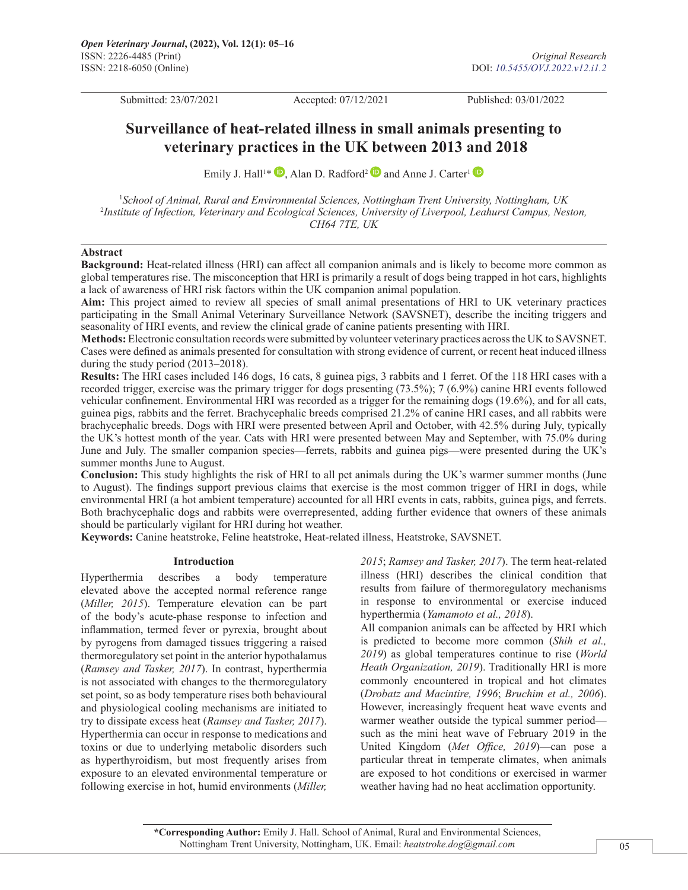Original Research

DOI: *10.5455/OVJ.2022.v12.i1.2*

Submitted: 23/07/2021 Accepted: 07/12/2021 Published: 03/01/2022

# Surveillance of heat-related illness in small animals presenting to veterinary practices in the UK between 2013 and 2018

Emily J. Hall[1]*, Alan D. Radford[2] and Anne J. Carter[1]

[1]*School of Animal, Rural and Environmental Sciences, Nottingham Trent University, Nottingham, UK*
[2]*Institute of Infection, Veterinary and Ecological Sciences, University of Liverpool, Leahurst Campus, Neston, CH64 7TE, UK*

## Abstract

**Background:** Heat-related illness (HRI) can affect all companion animals and is likely to become more common as global temperatures rise. The misconception that HRI is primarily a result of dogs being trapped in hot cars, highlights a lack of awareness of HRI risk factors within the UK companion animal population.

**Aim:** This project aimed to review all species of small animal presentations of HRI to UK veterinary practices participating in the Small Animal Veterinary Surveillance Network (SAVSNET), describe the inciting triggers and seasonality of HRI events, and review the clinical grade of canine patients presenting with HRI.

**Methods:** Electronic consultation records were submitted by volunteer veterinary practices across the UK to SAVSNET. Cases were defined as animals presented for consultation with strong evidence of current, or recent heat induced illness during the study period (2013–2018).

**Results:** The HRI cases included 146 dogs, 16 cats, 8 guinea pigs, 3 rabbits and 1 ferret. Of the 118 HRI cases with a recorded trigger, exercise was the primary trigger for dogs presenting (73.5%); 7 (6.9%) canine HRI events followed vehicular confinement. Environmental HRI was recorded as a trigger for the remaining dogs (19.6%), and for all cats, guinea pigs, rabbits and the ferret. Brachycephalic breeds comprised 21.2% of canine HRI cases, and all rabbits were brachycephalic breeds. Dogs with HRI were presented between April and October, with 42.5% during July, typically the UK's hottest month of the year. Cats with HRI were presented between May and September, with 75.0% during June and July. The smaller companion species—ferrets, rabbits and guinea pigs—were presented during the UK's summer months June to August.

**Conclusion:** This study highlights the risk of HRI to all pet animals during the UK's warmer summer months (June to August). The findings support previous claims that exercise is the most common trigger of HRI in dogs, while environmental HRI (a hot ambient temperature) accounted for all HRI events in cats, rabbits, guinea pigs, and ferrets. Both brachycephalic dogs and rabbits were overrepresented, adding further evidence that owners of these animals should be particularly vigilant for HRI during hot weather.

**Keywords:** Canine heatstroke, Feline heatstroke, Heat-related illness, Heatstroke, SAVSNET.

## Introduction

Hyperthermia describes a body temperature elevated above the accepted normal reference range (*Miller, 2015*). Temperature elevation can be part of the body's acute-phase response to infection and inflammation, termed fever or pyrexia, brought about by pyrogens from damaged tissues triggering a raised thermoregulatory set point in the anterior hypothalamus (*Ramsey and Tasker, 2017*). In contrast, hyperthermia is not associated with changes to the thermoregulatory set point, so as body temperature rises both behavioural and physiological cooling mechanisms are initiated to try to dissipate excess heat (*Ramsey and Tasker, 2017*). Hyperthermia can occur in response to medications and toxins or due to underlying metabolic disorders such as hyperthyroidism, but most frequently arises from exposure to an elevated environmental temperature or following exercise in hot, humid environments (*Miller, 2015*; *Ramsey and Tasker, 2017*). The term heat-related illness (HRI) describes the clinical condition that results from failure of thermoregulatory mechanisms in response to environmental or exercise induced hyperthermia (*Yamamoto et al., 2018*).

All companion animals can be affected by HRI which is predicted to become more common (*Shih et al., 2019*) as global temperatures continue to rise (*World Heath Organization, 2019*). Traditionally HRI is more commonly encountered in tropical and hot climates (*Drobatz and Macintire, 1996*; *Bruchim et al., 2006*). However, increasingly frequent heat wave events and warmer weather outside the typical summer period—such as the mini heat wave of February 2019 in the United Kingdom (*Met Office, 2019*)—can pose a particular threat in temperate climates, when animals are exposed to hot conditions or exercised in warmer weather having had no heat acclimation opportunity.

*Corresponding Author: Emily J. Hall. School of Animal, Rural and Environmental Sciences, Nottingham Trent University, Nottingham, UK. Email: *heatstroke.dog@gmail.com*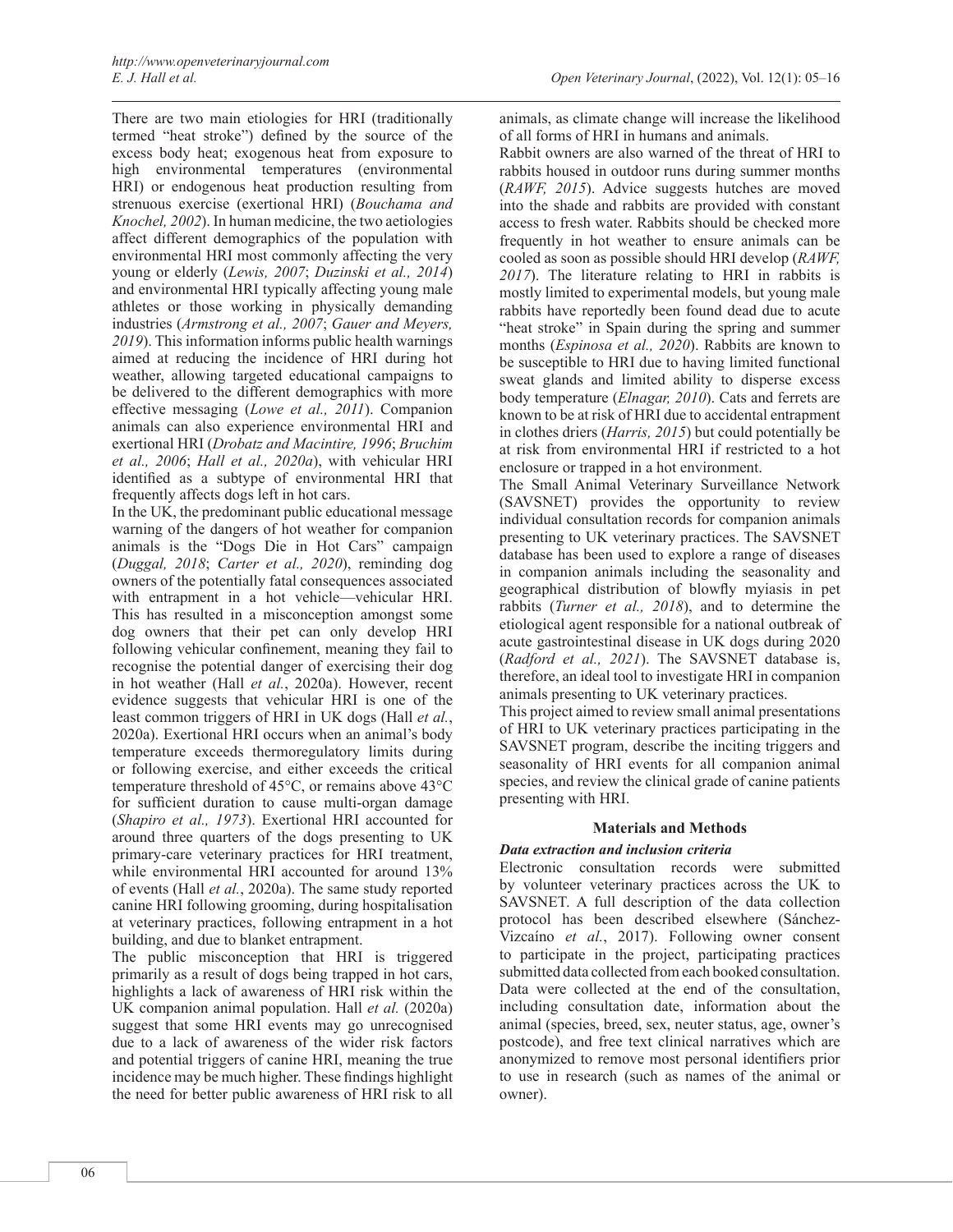There are two main etiologies for HRI (traditionally termed "heat stroke") defined by the source of the excess body heat; exogenous heat from exposure to high environmental temperatures (environmental HRI) or endogenous heat production resulting from strenuous exercise (exertional HRI) (*Bouchama and Knochel, 2002*). In human medicine, the two aetiologies affect different demographics of the population with environmental HRI most commonly affecting the very young or elderly (*Lewis, 2007*; *Duzinski et al., 2014*) and environmental HRI typically affecting young male athletes or those working in physically demanding industries (*Armstrong et al., 2007*; *Gauer and Meyers, 2019*). This information informs public health warnings aimed at reducing the incidence of HRI during hot weather, allowing targeted educational campaigns to be delivered to the different demographics with more effective messaging (*Lowe et al., 2011*). Companion animals can also experience environmental HRI and exertional HRI (*Drobatz and Macintire, 1996*; *Bruchim et al., 2006*; *Hall et al., 2020a*), with vehicular HRI identified as a subtype of environmental HRI that frequently affects dogs left in hot cars.

In the UK, the predominant public educational message warning of the dangers of hot weather for companion animals is the "Dogs Die in Hot Cars" campaign (*Duggal, 2018*; *Carter et al., 2020*), reminding dog owners of the potentially fatal consequences associated with entrapment in a hot vehicle—vehicular HRI. This has resulted in a misconception amongst some dog owners that their pet can only develop HRI following vehicular confinement, meaning they fail to recognise the potential danger of exercising their dog in hot weather (Hall *et al.*, 2020a). However, recent evidence suggests that vehicular HRI is one of the least common triggers of HRI in UK dogs (Hall *et al.*, 2020a). Exertional HRI occurs when an animal's body temperature exceeds thermoregulatory limits during or following exercise, and either exceeds the critical temperature threshold of 45°C, or remains above 43°C for sufficient duration to cause multi-organ damage (*Shapiro et al., 1973*). Exertional HRI accounted for around three quarters of the dogs presenting to UK primary-care veterinary practices for HRI treatment, while environmental HRI accounted for around 13% of events (Hall *et al.*, 2020a). The same study reported canine HRI following grooming, during hospitalisation at veterinary practices, following entrapment in a hot building, and due to blanket entrapment.

The public misconception that HRI is triggered primarily as a result of dogs being trapped in hot cars, highlights a lack of awareness of HRI risk within the UK companion animal population. Hall *et al.* (2020a) suggest that some HRI events may go unrecognised due to a lack of awareness of the wider risk factors and potential triggers of canine HRI, meaning the true incidence may be much higher. These findings highlight the need for better public awareness of HRI risk to all animals, as climate change will increase the likelihood of all forms of HRI in humans and animals.

Rabbit owners are also warned of the threat of HRI to rabbits housed in outdoor runs during summer months (*RAWF, 2015*). Advice suggests hutches are moved into the shade and rabbits are provided with constant access to fresh water. Rabbits should be checked more frequently in hot weather to ensure animals can be cooled as soon as possible should HRI develop (*RAWF, 2017*). The literature relating to HRI in rabbits is mostly limited to experimental models, but young male rabbits have reportedly been found dead due to acute "heat stroke" in Spain during the spring and summer months (*Espinosa et al., 2020*). Rabbits are known to be susceptible to HRI due to having limited functional sweat glands and limited ability to disperse excess body temperature (*Elnagar, 2010*). Cats and ferrets are known to be at risk of HRI due to accidental entrapment in clothes driers (*Harris, 2015*) but could potentially be at risk from environmental HRI if restricted to a hot enclosure or trapped in a hot environment.

The Small Animal Veterinary Surveillance Network (SAVSNET) provides the opportunity to review individual consultation records for companion animals presenting to UK veterinary practices. The SAVSNET database has been used to explore a range of diseases in companion animals including the seasonality and geographical distribution of blowfly myiasis in pet rabbits (*Turner et al., 2018*), and to determine the etiological agent responsible for a national outbreak of acute gastrointestinal disease in UK dogs during 2020 (*Radford et al., 2021*). The SAVSNET database is, therefore, an ideal tool to investigate HRI in companion animals presenting to UK veterinary practices.

This project aimed to review small animal presentations of HRI to UK veterinary practices participating in the SAVSNET program, describe the inciting triggers and seasonality of HRI events for all companion animal species, and review the clinical grade of canine patients presenting with HRI.

## Materials and Methods

### *Data extraction and inclusion criteria*

Electronic consultation records were submitted by volunteer veterinary practices across the UK to SAVSNET. A full description of the data collection protocol has been described elsewhere (Sánchez-Vizcaíno *et al.*, 2017). Following owner consent to participate in the project, participating practices submitted data collected from each booked consultation. Data were collected at the end of the consultation, including consultation date, information about the animal (species, breed, sex, neuter status, age, owner's postcode), and free text clinical narratives which are anonymized to remove most personal identifiers prior to use in research (such as names of the animal or owner).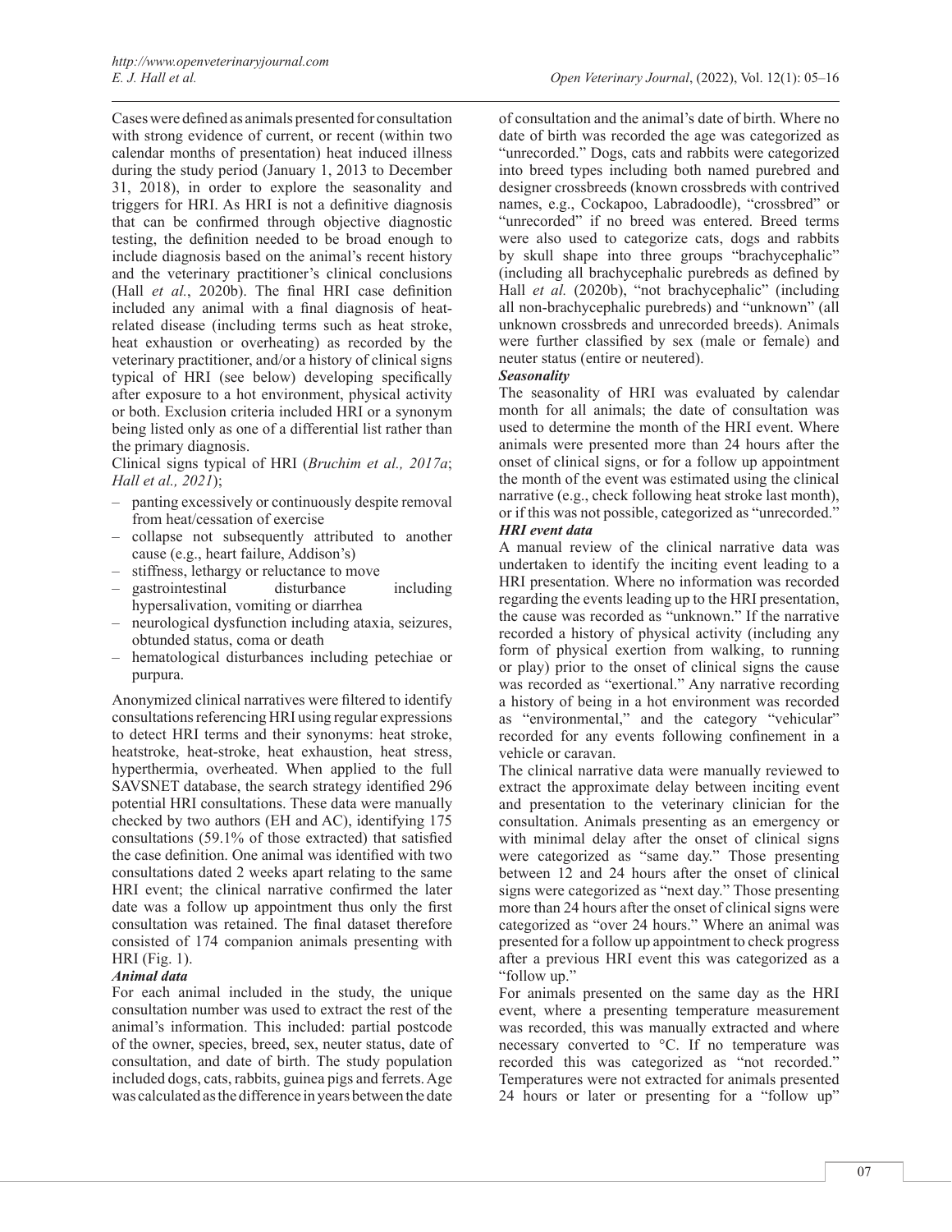Cases were defined as animals presented for consultation with strong evidence of current, or recent (within two calendar months of presentation) heat induced illness during the study period (January 1, 2013 to December 31, 2018), in order to explore the seasonality and triggers for HRI. As HRI is not a definitive diagnosis that can be confirmed through objective diagnostic testing, the definition needed to be broad enough to include diagnosis based on the animal's recent history and the veterinary practitioner's clinical conclusions (Hall *et al.*, 2020b). The final HRI case definition included any animal with a final diagnosis of heat-related disease (including terms such as heat stroke, heat exhaustion or overheating) as recorded by the veterinary practitioner, and/or a history of clinical signs typical of HRI (see below) developing specifically after exposure to a hot environment, physical activity or both. Exclusion criteria included HRI or a synonym being listed only as one of a differential list rather than the primary diagnosis.

Clinical signs typical of HRI (*Bruchim et al., 2017a*; *Hall et al., 2021*);

- panting excessively or continuously despite removal from heat/cessation of exercise
- collapse not subsequently attributed to another cause (e.g., heart failure, Addison's)
- stiffness, lethargy or reluctance to move
- gastrointestinal disturbance including hypersalivation, vomiting or diarrhea
- neurological dysfunction including ataxia, seizures, obtunded status, coma or death
- hematological disturbances including petechiae or purpura.

Anonymized clinical narratives were filtered to identify consultations referencing HRI using regular expressions to detect HRI terms and their synonyms: heat stroke, heatstroke, heat-stroke, heat exhaustion, heat stress, hyperthermia, overheated. When applied to the full SAVSNET database, the search strategy identified 296 potential HRI consultations. These data were manually checked by two authors (EH and AC), identifying 175 consultations (59.1% of those extracted) that satisfied the case definition. One animal was identified with two consultations dated 2 weeks apart relating to the same HRI event; the clinical narrative confirmed the later date was a follow up appointment thus only the first consultation was retained. The final dataset therefore consisted of 174 companion animals presenting with HRI (Fig. 1).

***Animal data***

For each animal included in the study, the unique consultation number was used to extract the rest of the animal's information. This included: partial postcode of the owner, species, breed, sex, neuter status, date of consultation, and date of birth. The study population included dogs, cats, rabbits, guinea pigs and ferrets. Age was calculated as the difference in years between the date of consultation and the animal's date of birth. Where no date of birth was recorded the age was categorized as "unrecorded." Dogs, cats and rabbits were categorized into breed types including both named purebred and designer crossbreeds (known crossbreds with contrived names, e.g., Cockapoo, Labradoodle), "crossbred" or "unrecorded" if no breed was entered. Breed terms were also used to categorize cats, dogs and rabbits by skull shape into three groups "brachycephalic" (including all brachycephalic purebreds as defined by Hall *et al.* (2020b), "not brachycephalic" (including all non-brachycephalic purebreds) and "unknown" (all unknown crossbreds and unrecorded breeds). Animals were further classified by sex (male or female) and neuter status (entire or neutered).

***Seasonality***

The seasonality of HRI was evaluated by calendar month for all animals; the date of consultation was used to determine the month of the HRI event. Where animals were presented more than 24 hours after the onset of clinical signs, or for a follow up appointment the month of the event was estimated using the clinical narrative (e.g., check following heat stroke last month), or if this was not possible, categorized as "unrecorded."

***HRI event data***

A manual review of the clinical narrative data was undertaken to identify the inciting event leading to a HRI presentation. Where no information was recorded regarding the events leading up to the HRI presentation, the cause was recorded as "unknown." If the narrative recorded a history of physical activity (including any form of physical exertion from walking, to running or play) prior to the onset of clinical signs the cause was recorded as "exertional." Any narrative recording a history of being in a hot environment was recorded as "environmental," and the category "vehicular" recorded for any events following confinement in a vehicle or caravan.

The clinical narrative data were manually reviewed to extract the approximate delay between inciting event and presentation to the veterinary clinician for the consultation. Animals presenting as an emergency or with minimal delay after the onset of clinical signs were categorized as "same day." Those presenting between 12 and 24 hours after the onset of clinical signs were categorized as "next day." Those presenting more than 24 hours after the onset of clinical signs were categorized as "over 24 hours." Where an animal was presented for a follow up appointment to check progress after a previous HRI event this was categorized as a "follow up."

For animals presented on the same day as the HRI event, where a presenting temperature measurement was recorded, this was manually extracted and where necessary converted to °C. If no temperature was recorded this was categorized as "not recorded." Temperatures were not extracted for animals presented 24 hours or later or presenting for a "follow up"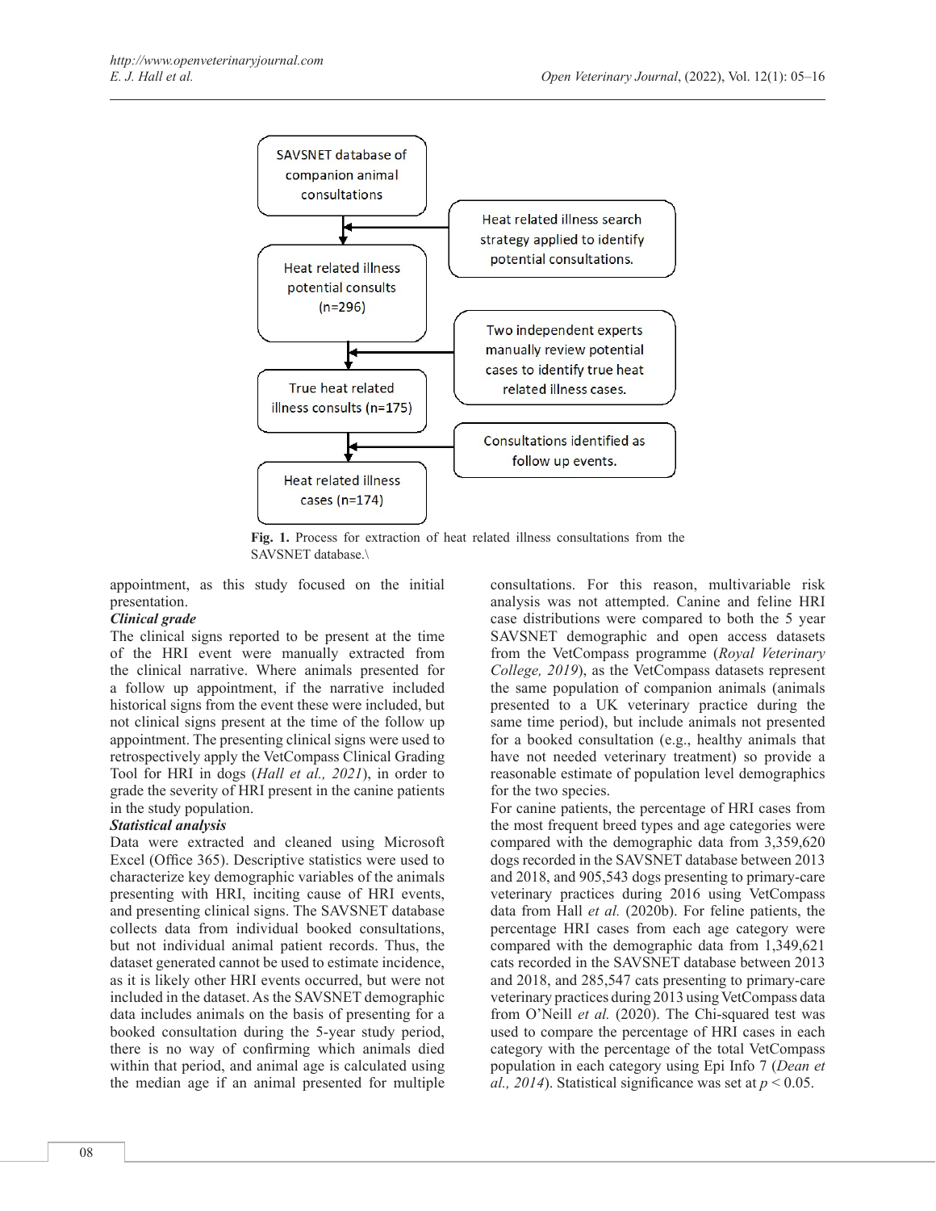SAVSNET database of companion animal consultations

Heat related illness search strategy applied to identify potential consultations.

Heat related illness potential consults (n=296)

Two independent experts manually review potential cases to identify true heat related illness cases.

True heat related illness consults (n=175)

Consultations identified as follow up events.

Heat related illness cases (n=174)

**Fig. 1.** Process for extraction of heat related illness consultations from the SAVSNET database.\

appointment, as this study focused on the initial presentation.

***Clinical grade***

The clinical signs reported to be present at the time of the HRI event were manually extracted from the clinical narrative. Where animals presented for a follow up appointment, if the narrative included historical signs from the event these were included, but not clinical signs present at the time of the follow up appointment. The presenting clinical signs were used to retrospectively apply the VetCompass Clinical Grading Tool for HRI in dogs (*Hall et al., 2021*), in order to grade the severity of HRI present in the canine patients in the study population.

***Statistical analysis***

Data were extracted and cleaned using Microsoft Excel (Office 365). Descriptive statistics were used to characterize key demographic variables of the animals presenting with HRI, inciting cause of HRI events, and presenting clinical signs. The SAVSNET database collects data from individual booked consultations, but not individual animal patient records. Thus, the dataset generated cannot be used to estimate incidence, as it is likely other HRI events occurred, but were not included in the dataset. As the SAVSNET demographic data includes animals on the basis of presenting for a booked consultation during the 5-year study period, there is no way of confirming which animals died within that period, and animal age is calculated using the median age if an animal presented for multiple consultations. For this reason, multivariable risk analysis was not attempted. Canine and feline HRI case distributions were compared to both the 5 year SAVSNET demographic and open access datasets from the VetCompass programme (*Royal Veterinary College, 2019*), as the VetCompass datasets represent the same population of companion animals (animals presented to a UK veterinary practice during the same time period), but include animals not presented for a booked consultation (e.g., healthy animals that have not needed veterinary treatment) so provide a reasonable estimate of population level demographics for the two species.

For canine patients, the percentage of HRI cases from the most frequent breed types and age categories were compared with the demographic data from 3,359,620 dogs recorded in the SAVSNET database between 2013 and 2018, and 905,543 dogs presenting to primary-care veterinary practices during 2016 using VetCompass data from Hall *et al.* (2020b). For feline patients, the percentage HRI cases from each age category were compared with the demographic data from 1,349,621 cats recorded in the SAVSNET database between 2013 and 2018, and 285,547 cats presenting to primary-care veterinary practices during 2013 using VetCompass data from O'Neill *et al.* (2020). The Chi-squared test was used to compare the percentage of HRI cases in each category with the percentage of the total VetCompass population in each category using Epi Info 7 (*Dean et al., 2014*). Statistical significance was set at $p < 0.05$.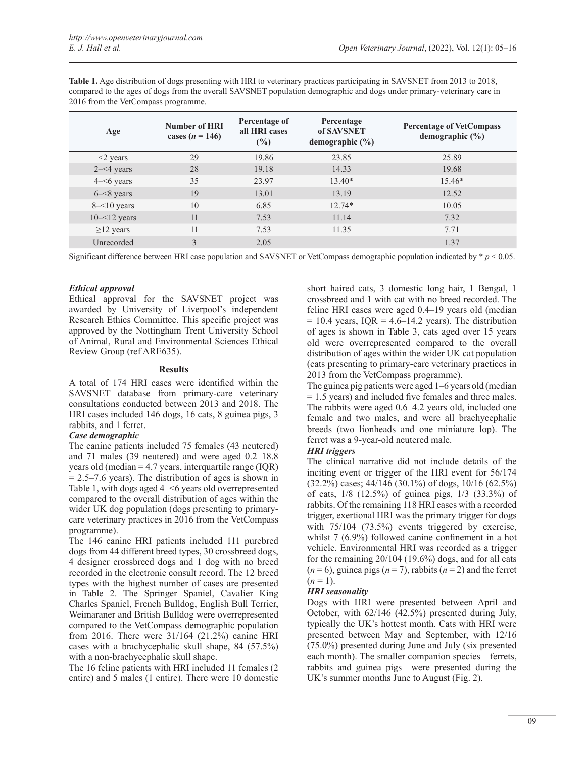**Table 1.** Age distribution of dogs presenting with HRI to veterinary practices participating in SAVSNET from 2013 to 2018, compared to the ages of dogs from the overall SAVSNET population demographic and dogs under primary-veterinary care in 2016 from the VetCompass programme.

| Age | Number of HRI cases ($n$ = 146) | Percentage of all HRI cases (%) | Percentage of SAVSNET demographic (%) | Percentage of VetCompass demographic (%) |
|---|---|---|---|---|
| <2 years | 29 | 19.86 | 23.85 | 25.89 |
| 2–<4 years | 28 | 19.18 | 14.33 | 19.68 |
| 4–<6 years | 35 | 23.97 | 13.40* | 15.46* |
| 6–<8 years | 19 | 13.01 | 13.19 | 12.52 |
| 8–<10 years | 10 | 6.85 | 12.74* | 10.05 |
| 10–<12 years | 11 | 7.53 | 11.14 | 7.32 |
| ≥12 years | 11 | 7.53 | 11.35 | 7.71 |
| Unrecorded | 3 | 2.05 | | 1.37 |

Significant difference between HRI case population and SAVSNET or VetCompass demographic population indicated by * $p < 0.05$.

### *Ethical approval*

Ethical approval for the SAVSNET project was awarded by University of Liverpool's independent Research Ethics Committee. This specific project was approved by the Nottingham Trent University School of Animal, Rural and Environmental Sciences Ethical Review Group (ref ARE635).

## Results

A total of 174 HRI cases were identified within the SAVSNET database from primary-care veterinary consultations conducted between 2013 and 2018. The HRI cases included 146 dogs, 16 cats, 8 guinea pigs, 3 rabbits, and 1 ferret.

### *Case demographic*

The canine patients included 75 females (43 neutered) and 71 males (39 neutered) and were aged 0.2–18.8 years old (median = 4.7 years, interquartile range (IQR) = 2.5–7.6 years). The distribution of ages is shown in Table 1, with dogs aged 4–<6 years old overrepresented compared to the overall distribution of ages within the wider UK dog population (dogs presenting to primary-care veterinary practices in 2016 from the VetCompass programme).

The 146 canine HRI patients included 111 purebred dogs from 44 different breed types, 30 crossbreed dogs, 4 designer crossbreed dogs and 1 dog with no breed recorded in the electronic consult record. The 12 breed types with the highest number of cases are presented in Table 2. The Springer Spaniel, Cavalier King Charles Spaniel, French Bulldog, English Bull Terrier, Weimaraner and British Bulldog were overrepresented compared to the VetCompass demographic population from 2016. There were 31/164 (21.2%) canine HRI cases with a brachycephalic skull shape, 84 (57.5%) with a non-brachycephalic skull shape.

The 16 feline patients with HRI included 11 females (2 entire) and 5 males (1 entire). There were 10 domestic short haired cats, 3 domestic long hair, 1 Bengal, 1 crossbreed and 1 with cat with no breed recorded. The feline HRI cases were aged 0.4–19 years old (median = 10.4 years, IQR = 4.6–14.2 years). The distribution of ages is shown in Table 3, cats aged over 15 years old were overrepresented compared to the overall distribution of ages within the wider UK cat population (cats presenting to primary-care veterinary practices in 2013 from the VetCompass programme).

The guinea pig patients were aged 1–6 years old (median = 1.5 years) and included five females and three males. The rabbits were aged 0.6–4.2 years old, included one female and two males, and were all brachycephalic breeds (two lionheads and one miniature lop). The ferret was a 9-year-old neutered male.

### *HRI triggers*

The clinical narrative did not include details of the inciting event or trigger of the HRI event for 56/174 (32.2%) cases; 44/146 (30.1%) of dogs, 10/16 (62.5%) of cats, 1/8 (12.5%) of guinea pigs, 1/3 (33.3%) of rabbits. Of the remaining 118 HRI cases with a recorded trigger, exertional HRI was the primary trigger for dogs with 75/104 (73.5%) events triggered by exercise, whilst 7 (6.9%) followed canine confinement in a hot vehicle. Environmental HRI was recorded as a trigger for the remaining 20/104 (19.6%) dogs, and for all cats ($n$ = 6), guinea pigs ($n$ = 7), rabbits ($n$ = 2) and the ferret ($n$ = 1).

### *HRI seasonality*

Dogs with HRI were presented between April and October, with 62/146 (42.5%) presented during July, typically the UK's hottest month. Cats with HRI were presented between May and September, with 12/16 (75.0%) presented during June and July (six presented each month). The smaller companion species—ferrets, rabbits and guinea pigs—were presented during the UK's summer months June to August (Fig. 2).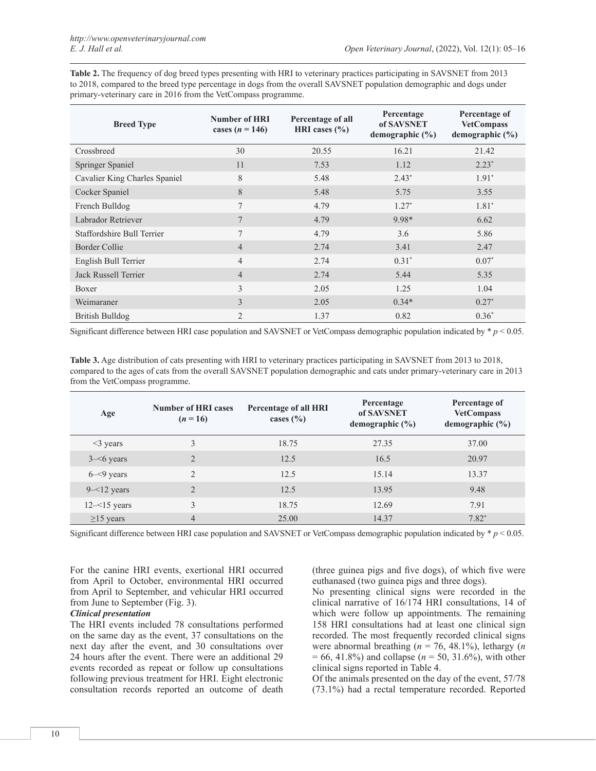**Table 2.** The frequency of dog breed types presenting with HRI to veterinary practices participating in SAVSNET from 2013 to 2018, compared to the breed type percentage in dogs from the overall SAVSNET population demographic and dogs under primary-veterinary care in 2016 from the VetCompass programme.

| Breed Type | Number of HRI cases ($n$ = 146) | Percentage of all HRI cases (%) | Percentage of SAVSNET demographic (%) | Percentage of VetCompass demographic (%) |
|---|---|---|---|---|
| Crossbreed | 30 | 20.55 | 16.21 | 21.42 |
| Springer Spaniel | 11 | 7.53 | 1.12 | 2.23* |
| Cavalier King Charles Spaniel | 8 | 5.48 | 2.43* | 1.91* |
| Cocker Spaniel | 8 | 5.48 | 5.75 | 3.55 |
| French Bulldog | 7 | 4.79 | 1.27* | 1.81* |
| Labrador Retriever | 7 | 4.79 | 9.98* | 6.62 |
| Staffordshire Bull Terrier | 7 | 4.79 | 3.6 | 5.86 |
| Border Collie | 4 | 2.74 | 3.41 | 2.47 |
| English Bull Terrier | 4 | 2.74 | 0.31* | 0.07* |
| Jack Russell Terrier | 4 | 2.74 | 5.44 | 5.35 |
| Boxer | 3 | 2.05 | 1.25 | 1.04 |
| Weimaraner | 3 | 2.05 | 0.34* | 0.27* |
| British Bulldog | 2 | 1.37 | 0.82 | 0.36* |

Significant difference between HRI case population and SAVSNET or VetCompass demographic population indicated by * $p < 0.05$.

**Table 3.** Age distribution of cats presenting with HRI to veterinary practices participating in SAVSNET from 2013 to 2018, compared to the ages of cats from the overall SAVSNET population demographic and cats under primary-veterinary care in 2013 from the VetCompass programme.

| Age | Number of HRI cases ($n$ = 16) | Percentage of all HRI cases (%) | Percentage of SAVSNET demographic (%) | Percentage of VetCompass demographic (%) |
|---|---|---|---|---|
| <3 years | 3 | 18.75 | 27.35 | 37.00 |
| 3–<6 years | 2 | 12.5 | 16.5 | 20.97 |
| 6–<9 years | 2 | 12.5 | 15.14 | 13.37 |
| 9–<12 years | 2 | 12.5 | 13.95 | 9.48 |
| 12–<15 years | 3 | 18.75 | 12.69 | 7.91 |
| ≥15 years | 4 | 25.00 | 14.37 | 7.82* |

Significant difference between HRI case population and SAVSNET or VetCompass demographic population indicated by * $p < 0.05$.

For the canine HRI events, exertional HRI occurred from April to October, environmental HRI occurred from April to September, and vehicular HRI occurred from June to September (Fig. 3).

***Clinical presentation***

The HRI events included 78 consultations performed on the same day as the event, 37 consultations on the next day after the event, and 30 consultations over 24 hours after the event. There were an additional 29 events recorded as repeat or follow up consultations following previous treatment for HRI. Eight electronic consultation records reported an outcome of death (three guinea pigs and five dogs), of which five were euthanased (two guinea pigs and three dogs).

No presenting clinical signs were recorded in the clinical narrative of 16/174 HRI consultations, 14 of which were follow up appointments. The remaining 158 HRI consultations had at least one clinical sign recorded. The most frequently recorded clinical signs were abnormal breathing ($n$ = 76, 48.1%), lethargy ($n$ = 66, 41.8%) and collapse ($n$ = 50, 31.6%), with other clinical signs reported in Table 4.

Of the animals presented on the day of the event, 57/78 (73.1%) had a rectal temperature recorded. Reported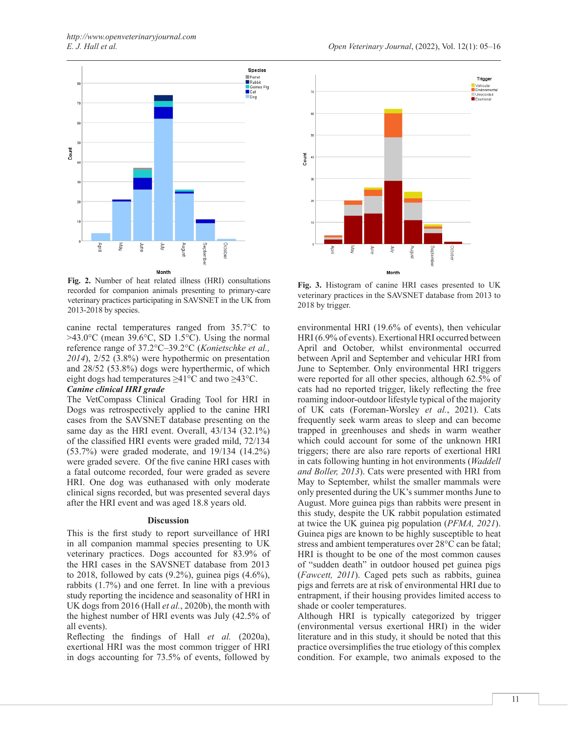Fig. 2. Number of heat related illness (HRI) consultations recorded for companion animals presenting to primary-care veterinary practices participating in SAVSNET in the UK from 2013-2018 by species.

Fig. 3. Histogram of canine HRI cases presented to UK veterinary practices in the SAVSNET database from 2013 to 2018 by trigger.

canine rectal temperatures ranged from 35.7°C to >43.0°C (mean 39.6°C, SD 1.5°C). Using the normal reference range of 37.2°C–39.2°C (*Konietschke et al., 2014*), 2/52 (3.8%) were hypothermic on presentation and 28/52 (53.8%) dogs were hyperthermic, of which eight dogs had temperatures ≥41°C and two ≥43°C.

***Canine clinical HRI grade***

The VetCompass Clinical Grading Tool for HRI in Dogs was retrospectively applied to the canine HRI cases from the SAVSNET database presenting on the same day as the HRI event. Overall, 43/134 (32.1%) of the classified HRI events were graded mild, 72/134 (53.7%) were graded moderate, and 19/134 (14.2%) were graded severe. Of the five canine HRI cases with a fatal outcome recorded, four were graded as severe HRI. One dog was euthanased with only moderate clinical signs recorded, but was presented several days after the HRI event and was aged 18.8 years old.

## Discussion

This is the first study to report surveillance of HRI in all companion mammal species presenting to UK veterinary practices. Dogs accounted for 83.9% of the HRI cases in the SAVSNET database from 2013 to 2018, followed by cats (9.2%), guinea pigs (4.6%), rabbits (1.7%) and one ferret. In line with a previous study reporting the incidence and seasonality of HRI in UK dogs from 2016 (Hall *et al.*, 2020b), the month with the highest number of HRI events was July (42.5% of all events).

Reflecting the findings of Hall *et al.* (2020a), exertional HRI was the most common trigger of HRI in dogs accounting for 73.5% of events, followed by environmental HRI (19.6% of events), then vehicular HRI (6.9% of events). Exertional HRI occurred between April and October, whilst environmental occurred between April and September and vehicular HRI from June to September. Only environmental HRI triggers were reported for all other species, although 62.5% of cats had no reported trigger, likely reflecting the free roaming indoor-outdoor lifestyle typical of the majority of UK cats (Foreman-Worsley *et al.*, 2021). Cats frequently seek warm areas to sleep and can become trapped in greenhouses and sheds in warm weather which could account for some of the unknown HRI triggers; there are also rare reports of exertional HRI in cats following hunting in hot environments (*Waddell and Boller, 2013*). Cats were presented with HRI from May to September, whilst the smaller mammals were only presented during the UK's summer months June to August. More guinea pigs than rabbits were present in this study, despite the UK rabbit population estimated at twice the UK guinea pig population (*PFMA, 2021*). Guinea pigs are known to be highly susceptible to heat stress and ambient temperatures over 28°C can be fatal; HRI is thought to be one of the most common causes of "sudden death" in outdoor housed pet guinea pigs (*Fawcett, 2011*). Caged pets such as rabbits, guinea pigs and ferrets are at risk of environmental HRI due to entrapment, if their housing provides limited access to shade or cooler temperatures.

Although HRI is typically categorized by trigger (environmental versus exertional HRI) in the wider literature and in this study, it should be noted that this practice oversimplifies the true etiology of this complex condition. For example, two animals exposed to the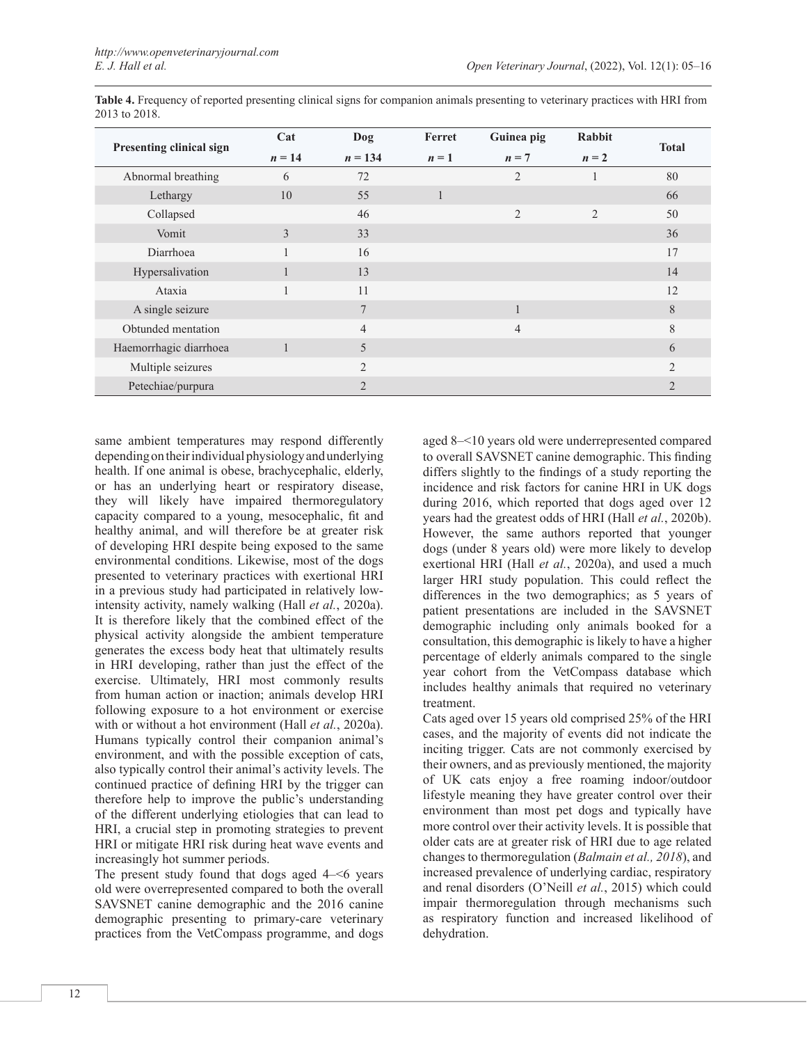**Table 4.** Frequency of reported presenting clinical signs for companion animals presenting to veterinary practices with HRI from 2013 to 2018.

| Presenting clinical sign | Cat | Dog | Ferret | Guinea pig | Rabbit | Total |
|---|---|---|---|---|---|---|
| | $n = 14$ | $n = 134$ | $n = 1$ | $n = 7$ | $n = 2$ | |
| Abnormal breathing | 6 | 72 | | 2 | 1 | 80 |
| Lethargy | 10 | 55 | 1 | | | 66 |
| Collapsed | | 46 | | 2 | 2 | 50 |
| Vomit | 3 | 33 | | | | 36 |
| Diarrhoea | 1 | 16 | | | | 17 |
| Hypersalivation | 1 | 13 | | | | 14 |
| Ataxia | 1 | 11 | | | | 12 |
| A single seizure | | 7 | | 1 | | 8 |
| Obtunded mentation | | 4 | | 4 | | 8 |
| Haemorrhagic diarrhoea | 1 | 5 | | | | 6 |
| Multiple seizures | | 2 | | | | 2 |
| Petechiae/purpura | | 2 | | | | 2 |

same ambient temperatures may respond differently depending on their individual physiology and underlying health. If one animal is obese, brachycephalic, elderly, or has an underlying heart or respiratory disease, they will likely have impaired thermoregulatory capacity compared to a young, mesocephalic, fit and healthy animal, and will therefore be at greater risk of developing HRI despite being exposed to the same environmental conditions. Likewise, most of the dogs presented to veterinary practices with exertional HRI in a previous study had participated in relatively low-intensity activity, namely walking (Hall *et al.*, 2020a). It is therefore likely that the combined effect of the physical activity alongside the ambient temperature generates the excess body heat that ultimately results in HRI developing, rather than just the effect of the exercise. Ultimately, HRI most commonly results from human action or inaction; animals develop HRI following exposure to a hot environment or exercise with or without a hot environment (Hall *et al.*, 2020a). Humans typically control their companion animal's environment, and with the possible exception of cats, also typically control their animal's activity levels. The continued practice of defining HRI by the trigger can therefore help to improve the public's understanding of the different underlying etiologies that can lead to HRI, a crucial step in promoting strategies to prevent HRI or mitigate HRI risk during heat wave events and increasingly hot summer periods.

The present study found that dogs aged 4–<6 years old were overrepresented compared to both the overall SAVSNET canine demographic and the 2016 canine demographic presenting to primary-care veterinary practices from the VetCompass programme, and dogs aged 8–<10 years old were underrepresented compared to overall SAVSNET canine demographic. This finding differs slightly to the findings of a study reporting the incidence and risk factors for canine HRI in UK dogs during 2016, which reported that dogs aged over 12 years had the greatest odds of HRI (Hall *et al.*, 2020b). However, the same authors reported that younger dogs (under 8 years old) were more likely to develop exertional HRI (Hall *et al.*, 2020a), and used a much larger HRI study population. This could reflect the differences in the two demographics; as 5 years of patient presentations are included in the SAVSNET demographic including only animals booked for a consultation, this demographic is likely to have a higher percentage of elderly animals compared to the single year cohort from the VetCompass database which includes healthy animals that required no veterinary treatment.

Cats aged over 15 years old comprised 25% of the HRI cases, and the majority of events did not indicate the inciting trigger. Cats are not commonly exercised by their owners, and as previously mentioned, the majority of UK cats enjoy a free roaming indoor/outdoor lifestyle meaning they have greater control over their environment than most pet dogs and typically have more control over their activity levels. It is possible that older cats are at greater risk of HRI due to age related changes to thermoregulation (*Balmain et al., 2018*), and increased prevalence of underlying cardiac, respiratory and renal disorders (O'Neill *et al.*, 2015) which could impair thermoregulation through mechanisms such as respiratory function and increased likelihood of dehydration.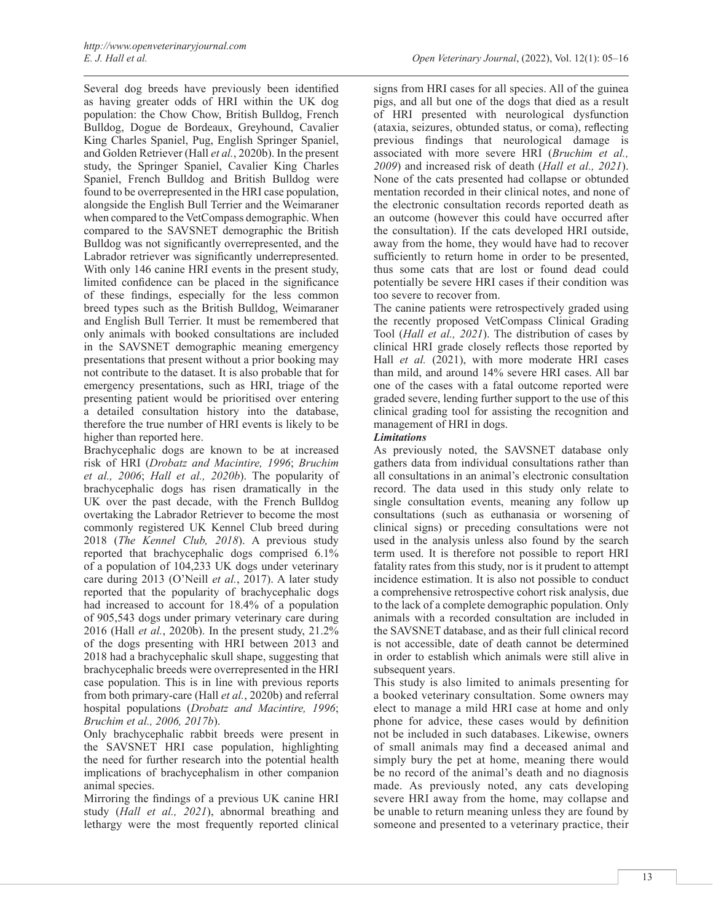Several dog breeds have previously been identified as having greater odds of HRI within the UK dog population: the Chow Chow, British Bulldog, French Bulldog, Dogue de Bordeaux, Greyhound, Cavalier King Charles Spaniel, Pug, English Springer Spaniel, and Golden Retriever (Hall *et al.*, 2020b). In the present study, the Springer Spaniel, Cavalier King Charles Spaniel, French Bulldog and British Bulldog were found to be overrepresented in the HRI case population, alongside the English Bull Terrier and the Weimaraner when compared to the VetCompass demographic. When compared to the SAVSNET demographic the British Bulldog was not significantly overrepresented, and the Labrador retriever was significantly underrepresented. With only 146 canine HRI events in the present study, limited confidence can be placed in the significance of these findings, especially for the less common breed types such as the British Bulldog, Weimaraner and English Bull Terrier. It must be remembered that only animals with booked consultations are included in the SAVSNET demographic meaning emergency presentations that present without a prior booking may not contribute to the dataset. It is also probable that for emergency presentations, such as HRI, triage of the presenting patient would be prioritised over entering a detailed consultation history into the database, therefore the true number of HRI events is likely to be higher than reported here.

Brachycephalic dogs are known to be at increased risk of HRI (*Drobatz and Macintire, 1996*; *Bruchim et al., 2006*; *Hall et al., 2020b*). The popularity of brachycephalic dogs has risen dramatically in the UK over the past decade, with the French Bulldog overtaking the Labrador Retriever to become the most commonly registered UK Kennel Club breed during 2018 (*The Kennel Club, 2018*). A previous study reported that brachycephalic dogs comprised 6.1% of a population of 104,233 UK dogs under veterinary care during 2013 (O'Neill *et al.*, 2017). A later study reported that the popularity of brachycephalic dogs had increased to account for 18.4% of a population of 905,543 dogs under primary veterinary care during 2016 (Hall *et al.*, 2020b). In the present study, 21.2% of the dogs presenting with HRI between 2013 and 2018 had a brachycephalic skull shape, suggesting that brachycephalic breeds were overrepresented in the HRI case population. This is in line with previous reports from both primary-care (Hall *et al.*, 2020b) and referral hospital populations (*Drobatz and Macintire, 1996*; *Bruchim et al., 2006, 2017b*).

Only brachycephalic rabbit breeds were present in the SAVSNET HRI case population, highlighting the need for further research into the potential health implications of brachycephalism in other companion animal species.

Mirroring the findings of a previous UK canine HRI study (*Hall et al., 2021*), abnormal breathing and lethargy were the most frequently reported clinical signs from HRI cases for all species. All of the guinea pigs, and all but one of the dogs that died as a result of HRI presented with neurological dysfunction (ataxia, seizures, obtunded status, or coma), reflecting previous findings that neurological damage is associated with more severe HRI (*Bruchim et al., 2009*) and increased risk of death (*Hall et al., 2021*). None of the cats presented had collapse or obtunded mentation recorded in their clinical notes, and none of the electronic consultation records reported death as an outcome (however this could have occurred after the consultation). If the cats developed HRI outside, away from the home, they would have had to recover sufficiently to return home in order to be presented, thus some cats that are lost or found dead could potentially be severe HRI cases if their condition was too severe to recover from.

The canine patients were retrospectively graded using the recently proposed VetCompass Clinical Grading Tool (*Hall et al., 2021*). The distribution of cases by clinical HRI grade closely reflects those reported by Hall *et al.* (2021), with more moderate HRI cases than mild, and around 14% severe HRI cases. All bar one of the cases with a fatal outcome reported were graded severe, lending further support to the use of this clinical grading tool for assisting the recognition and management of HRI in dogs.

***Limitations***

As previously noted, the SAVSNET database only gathers data from individual consultations rather than all consultations in an animal's electronic consultation record. The data used in this study only relate to single consultation events, meaning any follow up consultations (such as euthanasia or worsening of clinical signs) or preceding consultations were not used in the analysis unless also found by the search term used. It is therefore not possible to report HRI fatality rates from this study, nor is it prudent to attempt incidence estimation. It is also not possible to conduct a comprehensive retrospective cohort risk analysis, due to the lack of a complete demographic population. Only animals with a recorded consultation are included in the SAVSNET database, and as their full clinical record is not accessible, date of death cannot be determined in order to establish which animals were still alive in subsequent years.

This study is also limited to animals presenting for a booked veterinary consultation. Some owners may elect to manage a mild HRI case at home and only phone for advice, these cases would by definition not be included in such databases. Likewise, owners of small animals may find a deceased animal and simply bury the pet at home, meaning there would be no record of the animal's death and no diagnosis made. As previously noted, any cats developing severe HRI away from the home, may collapse and be unable to return meaning unless they are found by someone and presented to a veterinary practice, their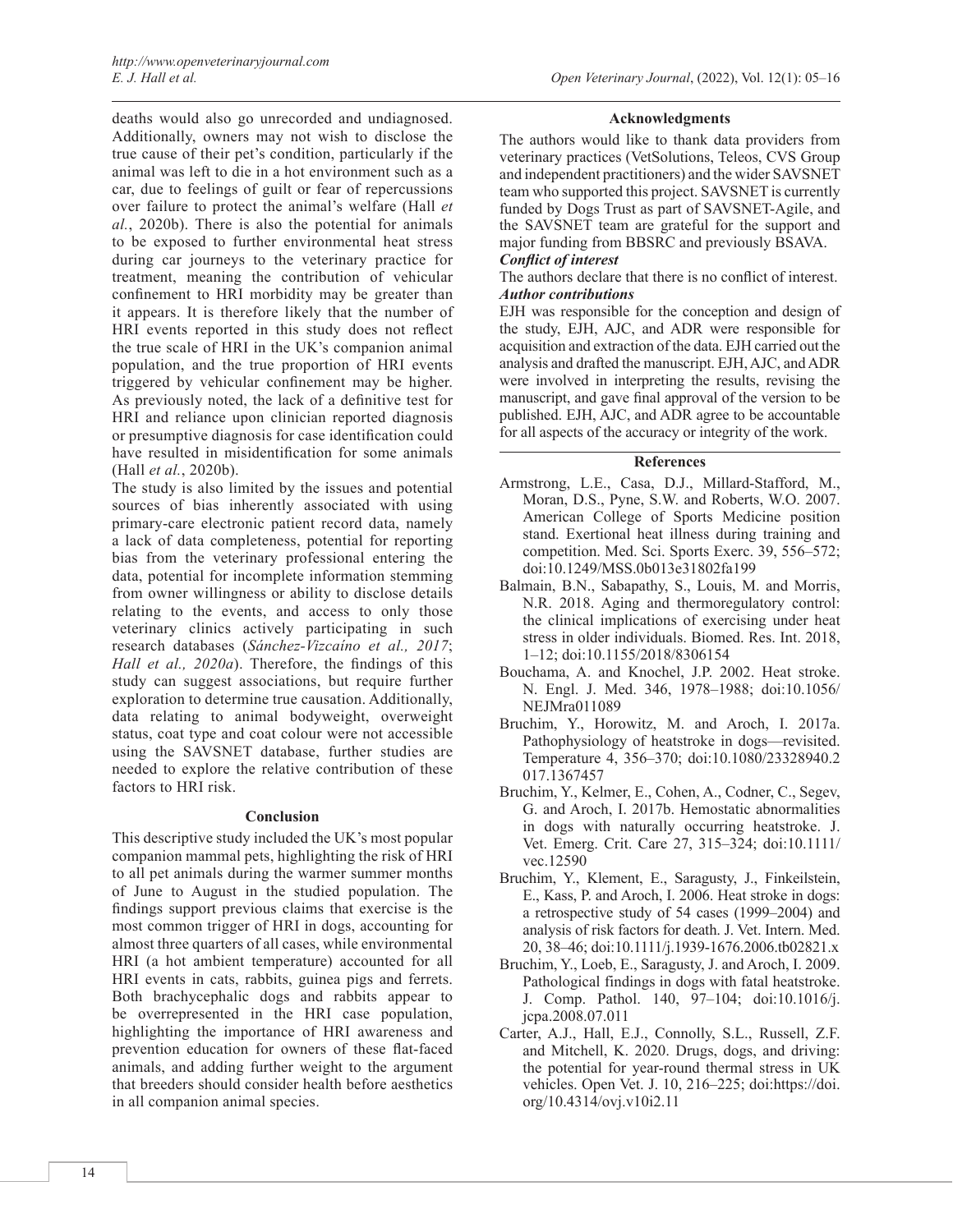deaths would also go unrecorded and undiagnosed. Additionally, owners may not wish to disclose the true cause of their pet's condition, particularly if the animal was left to die in a hot environment such as a car, due to feelings of guilt or fear of repercussions over failure to protect the animal's welfare (Hall *et al.*, 2020b). There is also the potential for animals to be exposed to further environmental heat stress during car journeys to the veterinary practice for treatment, meaning the contribution of vehicular confinement to HRI morbidity may be greater than it appears. It is therefore likely that the number of HRI events reported in this study does not reflect the true scale of HRI in the UK's companion animal population, and the true proportion of HRI events triggered by vehicular confinement may be higher. As previously noted, the lack of a definitive test for HRI and reliance upon clinician reported diagnosis or presumptive diagnosis for case identification could have resulted in misidentification for some animals (Hall *et al.*, 2020b).

The study is also limited by the issues and potential sources of bias inherently associated with using primary-care electronic patient record data, namely a lack of data completeness, potential for reporting bias from the veterinary professional entering the data, potential for incomplete information stemming from owner willingness or ability to disclose details relating to the events, and access to only those veterinary clinics actively participating in such research databases (*Sánchez-Vizcaíno et al., 2017*; *Hall et al., 2020a*). Therefore, the findings of this study can suggest associations, but require further exploration to determine true causation. Additionally, data relating to animal bodyweight, overweight status, coat type and coat colour were not accessible using the SAVSNET database, further studies are needed to explore the relative contribution of these factors to HRI risk.

## Conclusion

This descriptive study included the UK's most popular companion mammal pets, highlighting the risk of HRI to all pet animals during the warmer summer months of June to August in the studied population. The findings support previous claims that exercise is the most common trigger of HRI in dogs, accounting for almost three quarters of all cases, while environmental HRI (a hot ambient temperature) accounted for all HRI events in cats, rabbits, guinea pigs and ferrets. Both brachycephalic dogs and rabbits appear to be overrepresented in the HRI case population, highlighting the importance of HRI awareness and prevention education for owners of these flat-faced animals, and adding further weight to the argument that breeders should consider health before aesthetics in all companion animal species.

## Acknowledgments

The authors would like to thank data providers from veterinary practices (VetSolutions, Teleos, CVS Group and independent practitioners) and the wider SAVSNET team who supported this project. SAVSNET is currently funded by Dogs Trust as part of SAVSNET-Agile, and the SAVSNET team are grateful for the support and major funding from BBSRC and previously BSAVA.

***Conflict of interest***

The authors declare that there is no conflict of interest.

***Author contributions***

EJH was responsible for the conception and design of the study, EJH, AJC, and ADR were responsible for acquisition and extraction of the data. EJH carried out the analysis and drafted the manuscript. EJH, AJC, and ADR were involved in interpreting the results, revising the manuscript, and gave final approval of the version to be published. EJH, AJC, and ADR agree to be accountable for all aspects of the accuracy or integrity of the work.

## References

Armstrong, L.E., Casa, D.J., Millard-Stafford, M., Moran, D.S., Pyne, S.W. and Roberts, W.O. 2007. American College of Sports Medicine position stand. Exertional heat illness during training and competition. Med. Sci. Sports Exerc. 39, 556–572; doi:10.1249/MSS.0b013e31802fa199

Balmain, B.N., Sabapathy, S., Louis, M. and Morris, N.R. 2018. Aging and thermoregulatory control: the clinical implications of exercising under heat stress in older individuals. Biomed. Res. Int. 2018, 1–12; doi:10.1155/2018/8306154

Bouchama, A. and Knochel, J.P. 2002. Heat stroke. N. Engl. J. Med. 346, 1978–1988; doi:10.1056/NEJMra011089

Bruchim, Y., Horowitz, M. and Aroch, I. 2017a. Pathophysiology of heatstroke in dogs—revisited. Temperature 4, 356–370; doi:10.1080/23328940.2017.1367457

Bruchim, Y., Kelmer, E., Cohen, A., Codner, C., Segev, G. and Aroch, I. 2017b. Hemostatic abnormalities in dogs with naturally occurring heatstroke. J. Vet. Emerg. Crit. Care 27, 315–324; doi:10.1111/vec.12590

Bruchim, Y., Klement, E., Saragusty, J., Finkeilstein, E., Kass, P. and Aroch, I. 2006. Heat stroke in dogs: a retrospective study of 54 cases (1999–2004) and analysis of risk factors for death. J. Vet. Intern. Med. 20, 38–46; doi:10.1111/j.1939-1676.2006.tb02821.x

Bruchim, Y., Loeb, E., Saragusty, J. and Aroch, I. 2009. Pathological findings in dogs with fatal heatstroke. J. Comp. Pathol. 140, 97–104; doi:10.1016/j.jcpa.2008.07.011

Carter, A.J., Hall, E.J., Connolly, S.L., Russell, Z.F. and Mitchell, K. 2020. Drugs, dogs, and driving: the potential for year-round thermal stress in UK vehicles. Open Vet. J. 10, 216–225; doi:https://doi.org/10.4314/ovj.v10i2.11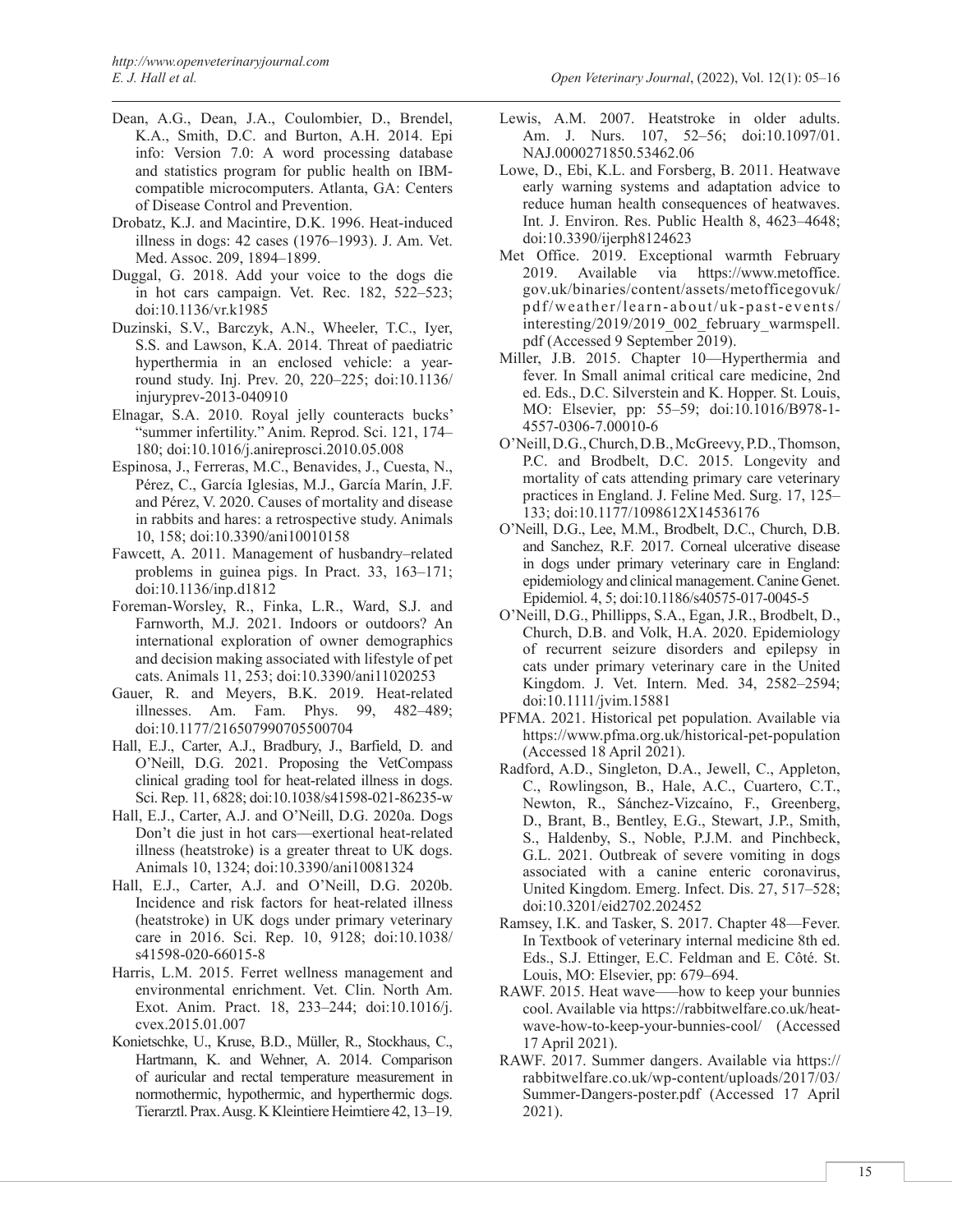Dean, A.G., Dean, J.A., Coulombier, D., Brendel, K.A., Smith, D.C. and Burton, A.H. 2014. Epi info: Version 7.0: A word processing database and statistics program for public health on IBM-compatible microcomputers. Atlanta, GA: Centers of Disease Control and Prevention.

Drobatz, K.J. and Macintire, D.K. 1996. Heat-induced illness in dogs: 42 cases (1976–1993). J. Am. Vet. Med. Assoc. 209, 1894–1899.

Duggal, G. 2018. Add your voice to the dogs die in hot cars campaign. Vet. Rec. 182, 522–523; doi:10.1136/vr.k1985

Duzinski, S.V., Barczyk, A.N., Wheeler, T.C., Iyer, S.S. and Lawson, K.A. 2014. Threat of paediatric hyperthermia in an enclosed vehicle: a year-round study. Inj. Prev. 20, 220–225; doi:10.1136/injuryprev-2013-040910

Elnagar, S.A. 2010. Royal jelly counteracts bucks' "summer infertility." Anim. Reprod. Sci. 121, 174–180; doi:10.1016/j.anireprosci.2010.05.008

Espinosa, J., Ferreras, M.C., Benavides, J., Cuesta, N., Pérez, C., García Iglesias, M.J., García Marín, J.F. and Pérez, V. 2020. Causes of mortality and disease in rabbits and hares: a retrospective study. Animals 10, 158; doi:10.3390/ani10010158

Fawcett, A. 2011. Management of husbandry–related problems in guinea pigs. In Pract. 33, 163–171; doi:10.1136/inp.d1812

Foreman-Worsley, R., Finka, L.R., Ward, S.J. and Farnworth, M.J. 2021. Indoors or outdoors? An international exploration of owner demographics and decision making associated with lifestyle of pet cats. Animals 11, 253; doi:10.3390/ani11020253

Gauer, R. and Meyers, B.K. 2019. Heat-related illnesses. Am. Fam. Phys. 99, 482–489; doi:10.1177/216507990705500704

Hall, E.J., Carter, A.J., Bradbury, J., Barfield, D. and O'Neill, D.G. 2021. Proposing the VetCompass clinical grading tool for heat-related illness in dogs. Sci. Rep. 11, 6828; doi:10.1038/s41598-021-86235-w

Hall, E.J., Carter, A.J. and O'Neill, D.G. 2020a. Dogs Don't die just in hot cars—exertional heat-related illness (heatstroke) is a greater threat to UK dogs. Animals 10, 1324; doi:10.3390/ani10081324

Hall, E.J., Carter, A.J. and O'Neill, D.G. 2020b. Incidence and risk factors for heat-related illness (heatstroke) in UK dogs under primary veterinary care in 2016. Sci. Rep. 10, 9128; doi:10.1038/s41598-020-66015-8

Harris, L.M. 2015. Ferret wellness management and environmental enrichment. Vet. Clin. North Am. Exot. Anim. Pract. 18, 233–244; doi:10.1016/j.cvex.2015.01.007

Konietschke, U., Kruse, B.D., Müller, R., Stockhaus, C., Hartmann, K. and Wehner, A. 2014. Comparison of auricular and rectal temperature measurement in normothermic, hypothermic, and hyperthermic dogs. Tierarztl. Prax. Ausg. K Kleintiere Heimtiere 42, 13–19.

Lewis, A.M. 2007. Heatstroke in older adults. Am. J. Nurs. 107, 52–56; doi:10.1097/01.NAJ.0000271850.53462.06

Lowe, D., Ebi, K.L. and Forsberg, B. 2011. Heatwave early warning systems and adaptation advice to reduce human health consequences of heatwaves. Int. J. Environ. Res. Public Health 8, 4623–4648; doi:10.3390/ijerph8124623

Met Office. 2019. Exceptional warmth February 2019. Available via https://www.metoffice.gov.uk/binaries/content/assets/metofficegovuk/pdf/weather/learn-about/uk-past-events/interesting/2019/2019_002_february_warmspell.pdf (Accessed 9 September 2019).

Miller, J.B. 2015. Chapter 10—Hyperthermia and fever. In Small animal critical care medicine, 2nd ed. Eds., D.C. Silverstein and K. Hopper. St. Louis, MO: Elsevier, pp: 55–59; doi:10.1016/B978-1-4557-0306-7.00010-6

O'Neill, D.G., Church, D.B., McGreevy, P.D., Thomson, P.C. and Brodbelt, D.C. 2015. Longevity and mortality of cats attending primary care veterinary practices in England. J. Feline Med. Surg. 17, 125–133; doi:10.1177/1098612X14536176

O'Neill, D.G., Lee, M.M., Brodbelt, D.C., Church, D.B. and Sanchez, R.F. 2017. Corneal ulcerative disease in dogs under primary veterinary care in England: epidemiology and clinical management. Canine Genet. Epidemiol. 4, 5; doi:10.1186/s40575-017-0045-5

O'Neill, D.G., Phillipps, S.A., Egan, J.R., Brodbelt, D., Church, D.B. and Volk, H.A. 2020. Epidemiology of recurrent seizure disorders and epilepsy in cats under primary veterinary care in the United Kingdom. J. Vet. Intern. Med. 34, 2582–2594; doi:10.1111/jvim.15881

PFMA. 2021. Historical pet population. Available via https://www.pfma.org.uk/historical-pet-population (Accessed 18 April 2021).

Radford, A.D., Singleton, D.A., Jewell, C., Appleton, C., Rowlingson, B., Hale, A.C., Cuartero, C.T., Newton, R., Sánchez-Vizcaíno, F., Greenberg, D., Brant, B., Bentley, E.G., Stewart, J.P., Smith, S., Haldenby, S., Noble, P.J.M. and Pinchbeck, G.L. 2021. Outbreak of severe vomiting in dogs associated with a canine enteric coronavirus, United Kingdom. Emerg. Infect. Dis. 27, 517–528; doi:10.3201/eid2702.202452

Ramsey, I.K. and Tasker, S. 2017. Chapter 48—Fever. In Textbook of veterinary internal medicine 8th ed. Eds., S.J. Ettinger, E.C. Feldman and E. Côté. St. Louis, MO: Elsevier, pp: 679–694.

RAWF. 2015. Heat wave—–how to keep your bunnies cool. Available via https://rabbitwelfare.co.uk/heat-wave-how-to-keep-your-bunnies-cool/ (Accessed 17 April 2021).

RAWF. 2017. Summer dangers. Available via https://rabbitwelfare.co.uk/wp-content/uploads/2017/03/Summer-Dangers-poster.pdf (Accessed 17 April 2021).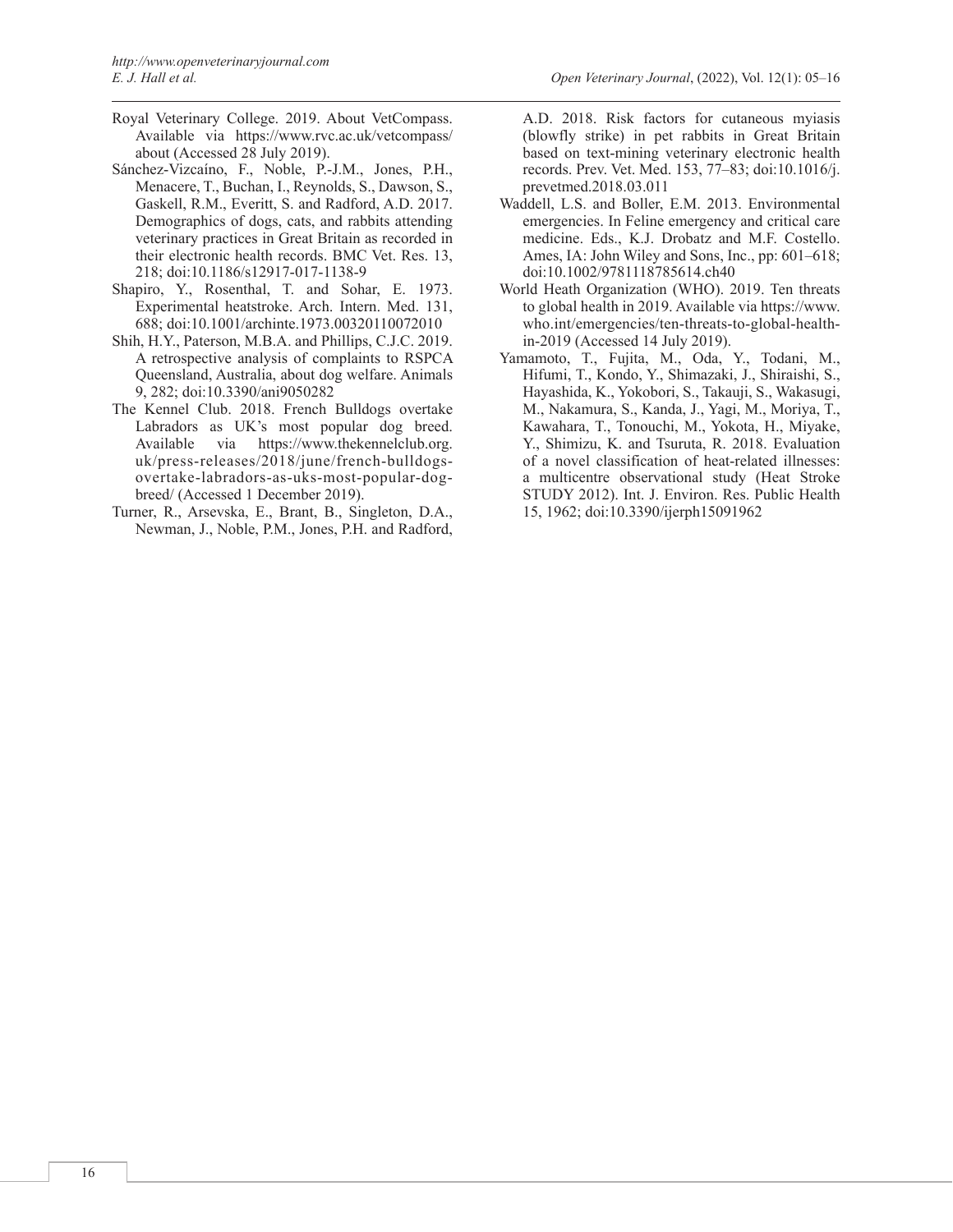Royal Veterinary College. 2019. About VetCompass. Available via https://www.rvc.ac.uk/vetcompass/about (Accessed 28 July 2019).

Sánchez-Vizcaíno, F., Noble, P.-J.M., Jones, P.H., Menacere, T., Buchan, I., Reynolds, S., Dawson, S., Gaskell, R.M., Everitt, S. and Radford, A.D. 2017. Demographics of dogs, cats, and rabbits attending veterinary practices in Great Britain as recorded in their electronic health records. BMC Vet. Res. 13, 218; doi:10.1186/s12917-017-1138-9

Shapiro, Y., Rosenthal, T. and Sohar, E. 1973. Experimental heatstroke. Arch. Intern. Med. 131, 688; doi:10.1001/archinte.1973.00320110072010

Shih, H.Y., Paterson, M.B.A. and Phillips, C.J.C. 2019. A retrospective analysis of complaints to RSPCA Queensland, Australia, about dog welfare. Animals 9, 282; doi:10.3390/ani9050282

The Kennel Club. 2018. French Bulldogs overtake Labradors as UK's most popular dog breed. Available via https://www.thekennelclub.org.uk/press-releases/2018/june/french-bulldogs-overtake-labradors-as-uks-most-popular-dog-breed/ (Accessed 1 December 2019).

Turner, R., Arsevska, E., Brant, B., Singleton, D.A., Newman, J., Noble, P.M., Jones, P.H. and Radford, A.D. 2018. Risk factors for cutaneous myiasis (blowfly strike) in pet rabbits in Great Britain based on text-mining veterinary electronic health records. Prev. Vet. Med. 153, 77–83; doi:10.1016/j.prevetmed.2018.03.011

Waddell, L.S. and Boller, E.M. 2013. Environmental emergencies. In Feline emergency and critical care medicine. Eds., K.J. Drobatz and M.F. Costello. Ames, IA: John Wiley and Sons, Inc., pp: 601–618; doi:10.1002/9781118785614.ch40

World Heath Organization (WHO). 2019. Ten threats to global health in 2019. Available via https://www.who.int/emergencies/ten-threats-to-global-health-in-2019 (Accessed 14 July 2019).

Yamamoto, T., Fujita, M., Oda, Y., Todani, M., Hifumi, T., Kondo, Y., Shimazaki, J., Shiraishi, S., Hayashida, K., Yokobori, S., Takauji, S., Wakasugi, M., Nakamura, S., Kanda, J., Yagi, M., Moriya, T., Kawahara, T., Tonouchi, M., Yokota, H., Miyake, Y., Shimizu, K. and Tsuruta, R. 2018. Evaluation of a novel classification of heat-related illnesses: a multicentre observational study (Heat Stroke STUDY 2012). Int. J. Environ. Res. Public Health 15, 1962; doi:10.3390/ijerph15091962